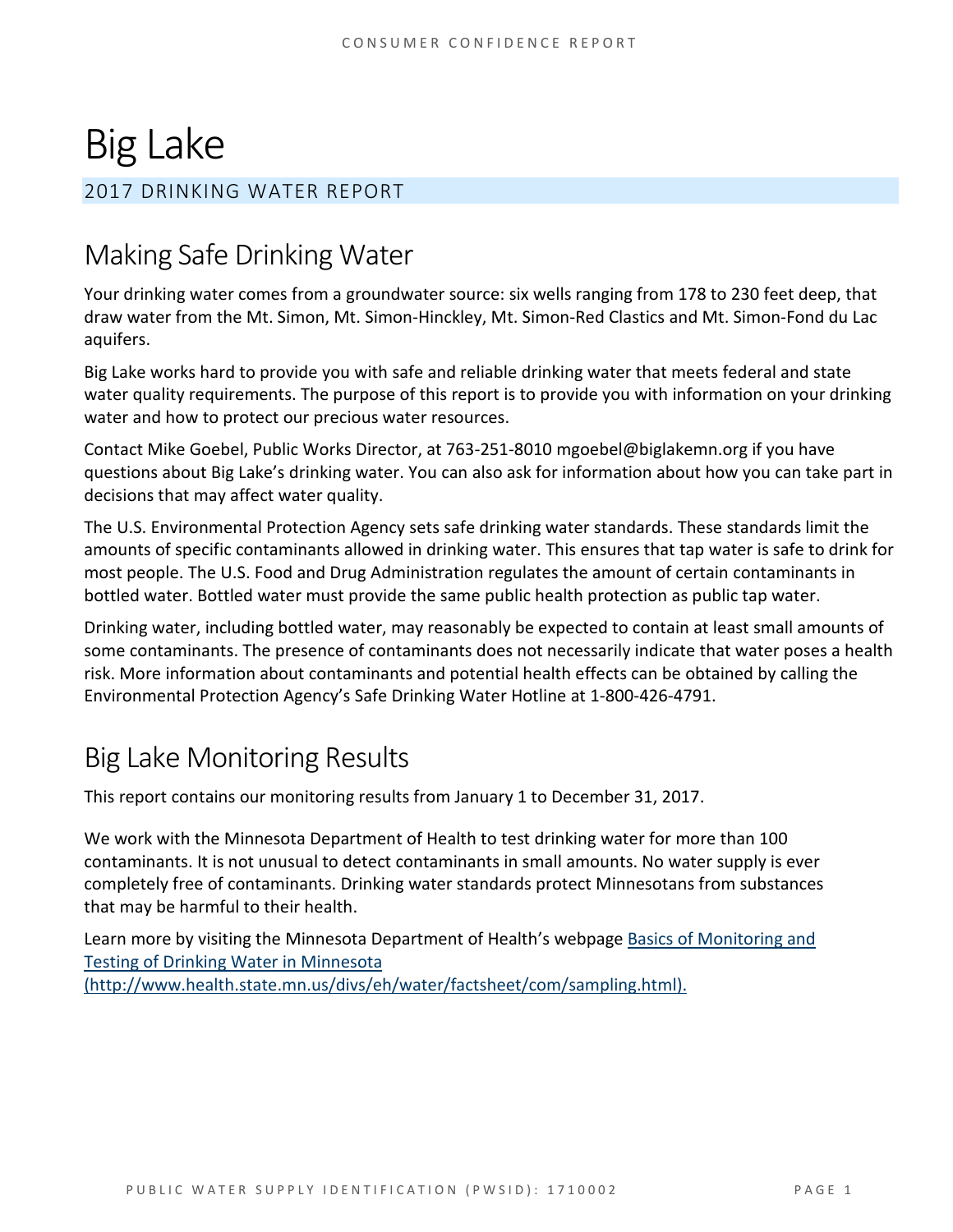# Big Lake

## 2017 DRINKING WATER REPORT

## Making Safe Drinking Water

Your drinking water comes from a groundwater source: six wells ranging from 178 to 230 feet deep, that draw water from the Mt. Simon, Mt. Simon-Hinckley, Mt. Simon-Red Clastics and Mt. Simon-Fond du Lac aquifers.

Big Lake works hard to provide you with safe and reliable drinking water that meets federal and state water quality requirements. The purpose of this report is to provide you with information on your drinking water and how to protect our precious water resources.

Contact Mike Goebel, Public Works Director, at 763-251-8010 mgoebel@biglakemn.org if you have questions about Big Lake's drinking water. You can also ask for information about how you can take part in decisions that may affect water quality.

The U.S. Environmental Protection Agency sets safe drinking water standards. These standards limit the amounts of specific contaminants allowed in drinking water. This ensures that tap water is safe to drink for most people. The U.S. Food and Drug Administration regulates the amount of certain contaminants in bottled water. Bottled water must provide the same public health protection as public tap water.

Drinking water, including bottled water, may reasonably be expected to contain at least small amounts of some contaminants. The presence of contaminants does not necessarily indicate that water poses a health risk. More information about contaminants and potential health effects can be obtained by calling the Environmental Protection Agency's Safe Drinking Water Hotline at 1-800-426-4791.

## Big Lake Monitoring Results

This report contains our monitoring results from January 1 to December 31, 2017.

We work with the Minnesota Department of Health to test drinking water for more than 100 contaminants. It is not unusual to detect contaminants in small amounts. No water supply is ever completely free of contaminants. Drinking water standards protect Minnesotans from substances that may be harmful to their health.

Learn more by visiting the Minnesota Department of Health's webpage [Basics of Monitoring and Testing of Drinking Water in Minnesota (http://www.health.state.mn.us/divs/eh/water/factsheet/com/sampling.html).](http://www.health.state.mn.us/divs/eh/water/factsheet/com/sampling.html)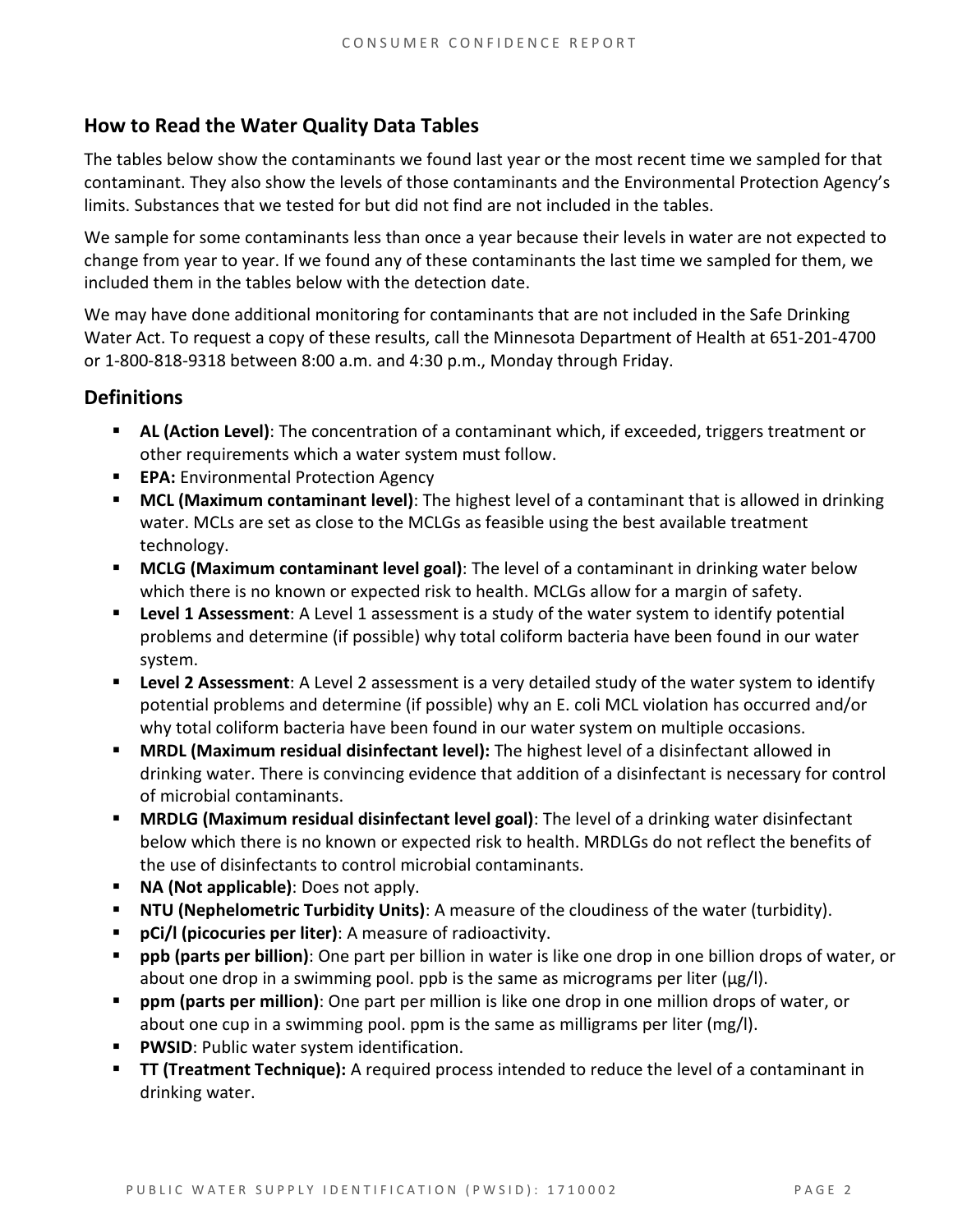## How to Read the Water Quality Data Tables

The tables below show the contaminants we found last year or the most recent time we sampled for that contaminant. They also show the levels of those contaminants and the Environmental Protection Agency's limits. Substances that we tested for but did not find are not included in the tables.

We sample for some contaminants less than once a year because their levels in water are not expected to change from year to year. If we found any of these contaminants the last time we sampled for them, we included them in the tables below with the detection date.

We may have done additional monitoring for contaminants that are not included in the Safe Drinking Water Act. To request a copy of these results, call the Minnesota Department of Health at 651-201-4700 or 1-800-818-9318 between 8:00 a.m. and 4:30 p.m., Monday through Friday.

## Definitions

- **AL (Action Level)**: The concentration of a contaminant which, if exceeded, triggers treatment or other requirements which a water system must follow.
- **EPA:** Environmental Protection Agency
- **MCL (Maximum contaminant level)**: The highest level of a contaminant that is allowed in drinking water. MCLs are set as close to the MCLGs as feasible using the best available treatment technology.
- **MCLG (Maximum contaminant level goal)**: The level of a contaminant in drinking water below which there is no known or expected risk to health. MCLGs allow for a margin of safety.
- **Level 1 Assessment**: A Level 1 assessment is a study of the water system to identify potential problems and determine (if possible) why total coliform bacteria have been found in our water system.
- **Level 2 Assessment**: A Level 2 assessment is a very detailed study of the water system to identify potential problems and determine (if possible) why an E. coli MCL violation has occurred and/or why total coliform bacteria have been found in our water system on multiple occasions.
- **MRDL (Maximum residual disinfectant level):** The highest level of a disinfectant allowed in drinking water. There is convincing evidence that addition of a disinfectant is necessary for control of microbial contaminants.
- **MRDLG (Maximum residual disinfectant level goal)**: The level of a drinking water disinfectant below which there is no known or expected risk to health. MRDLGs do not reflect the benefits of the use of disinfectants to control microbial contaminants.
- **NA (Not applicable)**: Does not apply.
- **NTU (Nephelometric Turbidity Units)**: A measure of the cloudiness of the water (turbidity).
- **pCi/l (picocuries per liter)**: A measure of radioactivity.
- **ppb (parts per billion)**: One part per billion in water is like one drop in one billion drops of water, or about one drop in a swimming pool. ppb is the same as micrograms per liter (μg/l).
- **ppm (parts per million)**: One part per million is like one drop in one million drops of water, or about one cup in a swimming pool. ppm is the same as milligrams per liter (mg/l).
- **PWSID**: Public water system identification.
- **TT (Treatment Technique):** A required process intended to reduce the level of a contaminant in drinking water.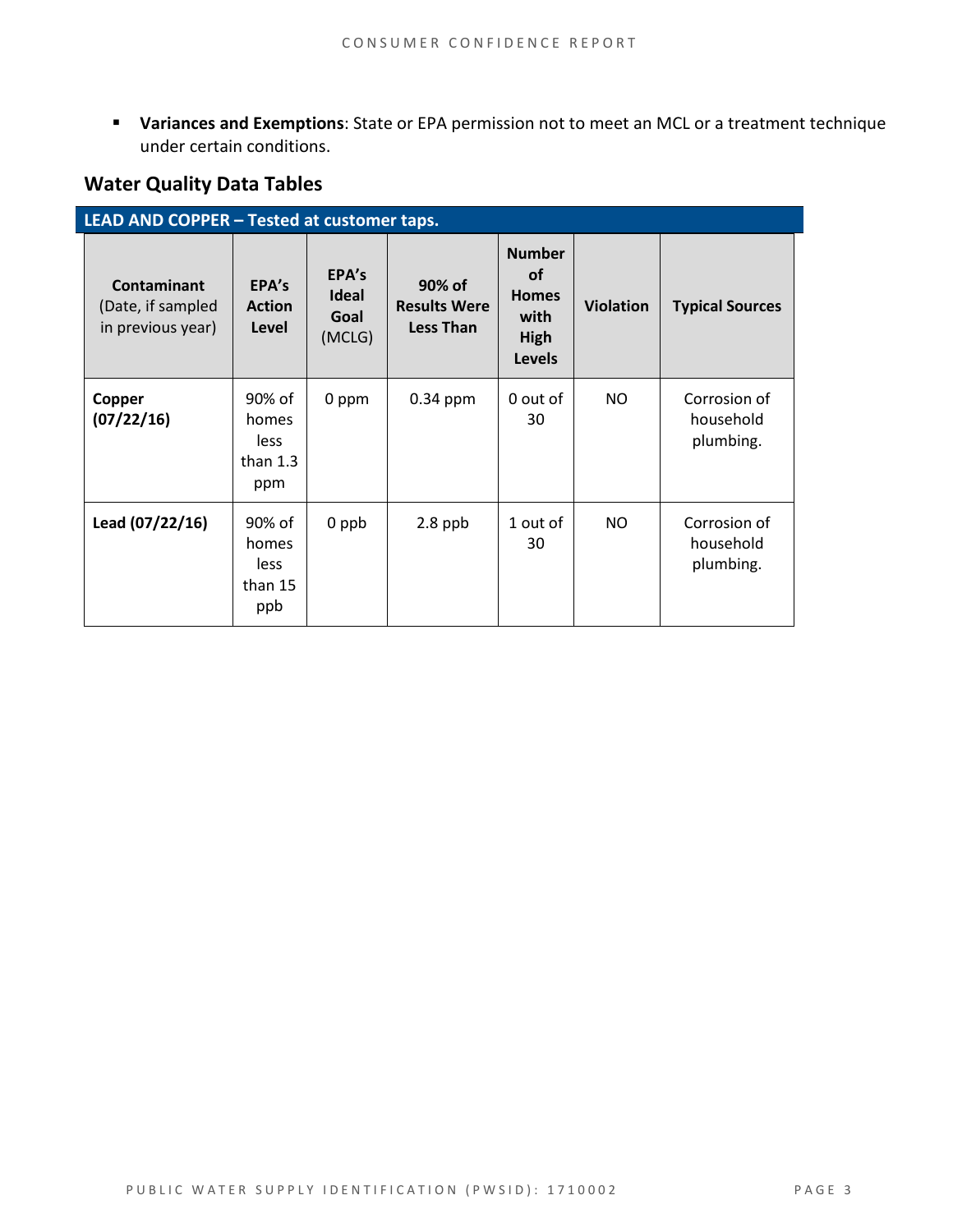- **Variances and Exemptions**: State or EPA permission not to meet an MCL or a treatment technique under certain conditions.

## Water Quality Data Tables

| **LEAD AND COPPER – Tested at customer taps.** | | | | | | |
|---|---|---|---|---|---|---|
| **Contaminant** (Date, if sampled in previous year) | **EPA's Action Level** | **EPA's Ideal Goal** (MCLG) | **90% of Results Were Less Than** | **Number of Homes with High Levels** | **Violation** | **Typical Sources** |
| **Copper (07/22/16)** | 90% of homes less than 1.3 ppm | 0 ppm | 0.34 ppm | 0 out of 30 | NO | Corrosion of household plumbing. |
| **Lead (07/22/16)** | 90% of homes less than 15 ppb | 0 ppb | 2.8 ppb | 1 out of 30 | NO | Corrosion of household plumbing. |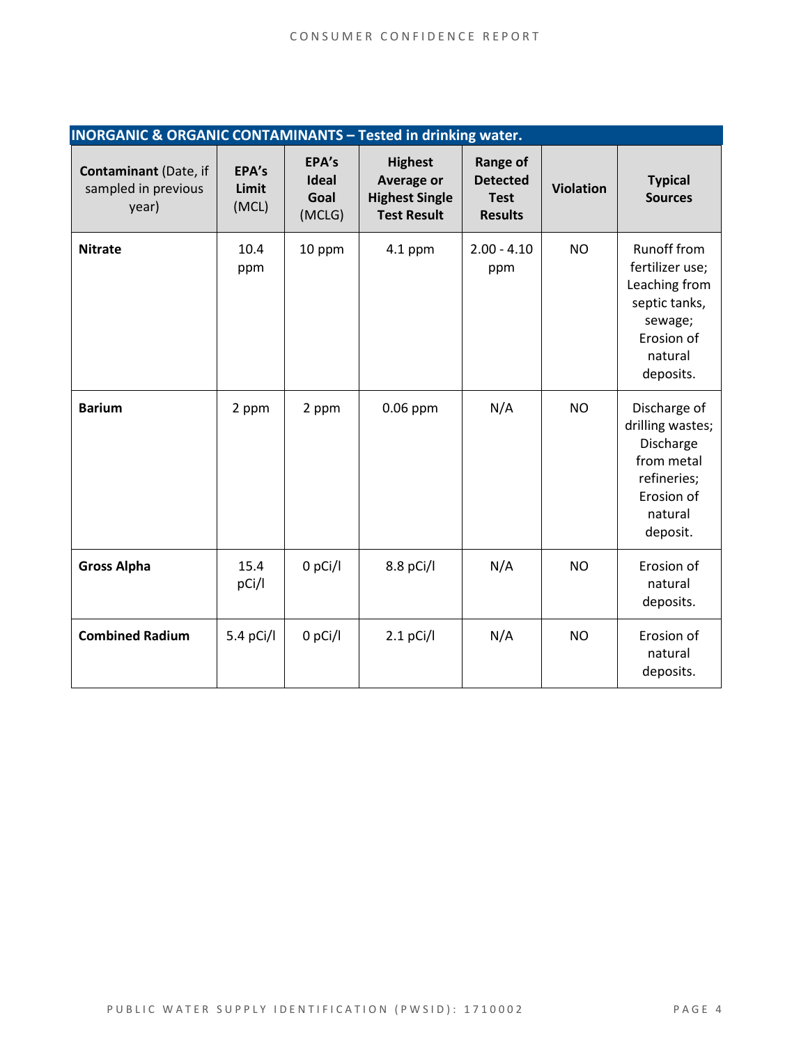| INORGANIC & ORGANIC CONTAMINANTS – Tested in drinking water. | | | | | | |
|---|---|---|---|---|---|---|
| **Contaminant** (Date, if sampled in previous year) | **EPA's Limit** (MCL) | **EPA's Ideal Goal** (MCLG) | **Highest Average or Highest Single Test Result** | **Range of Detected Test Results** | **Violation** | **Typical Sources** |
| **Nitrate** | 10.4 ppm | 10 ppm | 4.1 ppm | 2.00 - 4.10 ppm | NO | Runoff from fertilizer use; Leaching from septic tanks, sewage; Erosion of natural deposits. |
| **Barium** | 2 ppm | 2 ppm | 0.06 ppm | N/A | NO | Discharge of drilling wastes; Discharge from metal refineries; Erosion of natural deposit. |
| **Gross Alpha** | 15.4 pCi/l | 0 pCi/l | 8.8 pCi/l | N/A | NO | Erosion of natural deposits. |
| **Combined Radium** | 5.4 pCi/l | 0 pCi/l | 2.1 pCi/l | N/A | NO | Erosion of natural deposits. |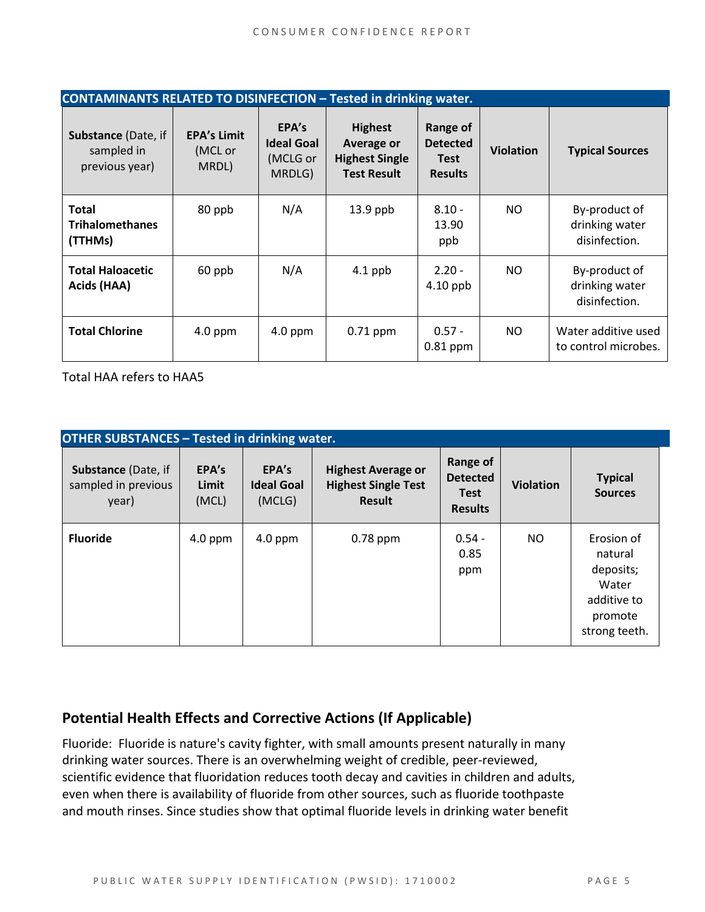| CONTAMINANTS RELATED TO DISINFECTION – Tested in drinking water. | | | | | | |
|---|---|---|---|---|---|---|
| **Substance** (Date, if sampled in previous year) | **EPA's Limit** (MCL or MRDL) | **EPA's Ideal Goal** (MCLG or MRDLG) | **Highest Average or Highest Single Test Result** | **Range of Detected Test Results** | **Violation** | **Typical Sources** |
| **Total Trihalomethanes (TTHMs)** | 80 ppb | N/A | 13.9 ppb | 8.10 - 13.90 ppb | NO | By-product of drinking water disinfection. |
| **Total Haloacetic Acids (HAA)** | 60 ppb | N/A | 4.1 ppb | 2.20 - 4.10 ppb | NO | By-product of drinking water disinfection. |
| **Total Chlorine** | 4.0 ppm | 4.0 ppm | 0.71 ppm | 0.57 - 0.81 ppm | NO | Water additive used to control microbes. |

Total HAA refers to HAA5

| OTHER SUBSTANCES – Tested in drinking water. | | | | | | |
|---|---|---|---|---|---|---|
| **Substance** (Date, if sampled in previous year) | **EPA's Limit** (MCL) | **EPA's Ideal Goal** (MCLG) | **Highest Average or Highest Single Test Result** | **Range of Detected Test Results** | **Violation** | **Typical Sources** |
| **Fluoride** | 4.0 ppm | 4.0 ppm | 0.78 ppm | 0.54 - 0.85 ppm | NO | Erosion of natural deposits; Water additive to promote strong teeth. |

## Potential Health Effects and Corrective Actions (If Applicable)

Fluoride: Fluoride is nature's cavity fighter, with small amounts present naturally in many drinking water sources. There is an overwhelming weight of credible, peer-reviewed, scientific evidence that fluoridation reduces tooth decay and cavities in children and adults, even when there is availability of fluoride from other sources, such as fluoride toothpaste and mouth rinses. Since studies show that optimal fluoride levels in drinking water benefit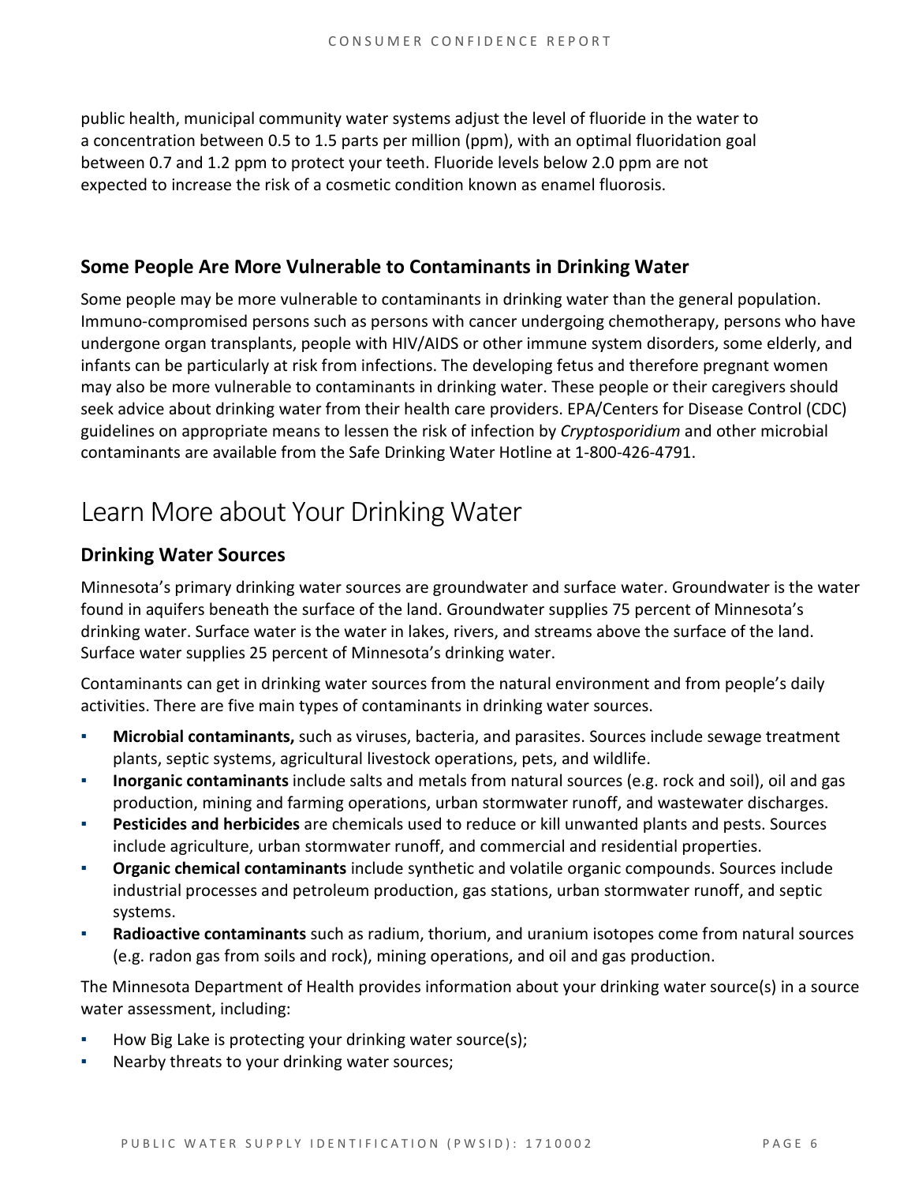public health, municipal community water systems adjust the level of fluoride in the water to a concentration between 0.5 to 1.5 parts per million (ppm), with an optimal fluoridation goal between 0.7 and 1.2 ppm to protect your teeth. Fluoride levels below 2.0 ppm are not expected to increase the risk of a cosmetic condition known as enamel fluorosis.

### Some People Are More Vulnerable to Contaminants in Drinking Water

Some people may be more vulnerable to contaminants in drinking water than the general population. Immuno-compromised persons such as persons with cancer undergoing chemotherapy, persons who have undergone organ transplants, people with HIV/AIDS or other immune system disorders, some elderly, and infants can be particularly at risk from infections. The developing fetus and therefore pregnant women may also be more vulnerable to contaminants in drinking water. These people or their caregivers should seek advice about drinking water from their health care providers. EPA/Centers for Disease Control (CDC) guidelines on appropriate means to lessen the risk of infection by *Cryptosporidium* and other microbial contaminants are available from the Safe Drinking Water Hotline at 1-800-426-4791.

## Learn More about Your Drinking Water

### Drinking Water Sources

Minnesota's primary drinking water sources are groundwater and surface water. Groundwater is the water found in aquifers beneath the surface of the land. Groundwater supplies 75 percent of Minnesota's drinking water. Surface water is the water in lakes, rivers, and streams above the surface of the land. Surface water supplies 25 percent of Minnesota's drinking water.

Contaminants can get in drinking water sources from the natural environment and from people's daily activities. There are five main types of contaminants in drinking water sources.

- **Microbial contaminants,** such as viruses, bacteria, and parasites. Sources include sewage treatment plants, septic systems, agricultural livestock operations, pets, and wildlife.
- **Inorganic contaminants** include salts and metals from natural sources (e.g. rock and soil), oil and gas production, mining and farming operations, urban stormwater runoff, and wastewater discharges.
- **Pesticides and herbicides** are chemicals used to reduce or kill unwanted plants and pests. Sources include agriculture, urban stormwater runoff, and commercial and residential properties.
- **Organic chemical contaminants** include synthetic and volatile organic compounds. Sources include industrial processes and petroleum production, gas stations, urban stormwater runoff, and septic systems.
- **Radioactive contaminants** such as radium, thorium, and uranium isotopes come from natural sources (e.g. radon gas from soils and rock), mining operations, and oil and gas production.

The Minnesota Department of Health provides information about your drinking water source(s) in a source water assessment, including:

- How Big Lake is protecting your drinking water source(s);
- Nearby threats to your drinking water sources;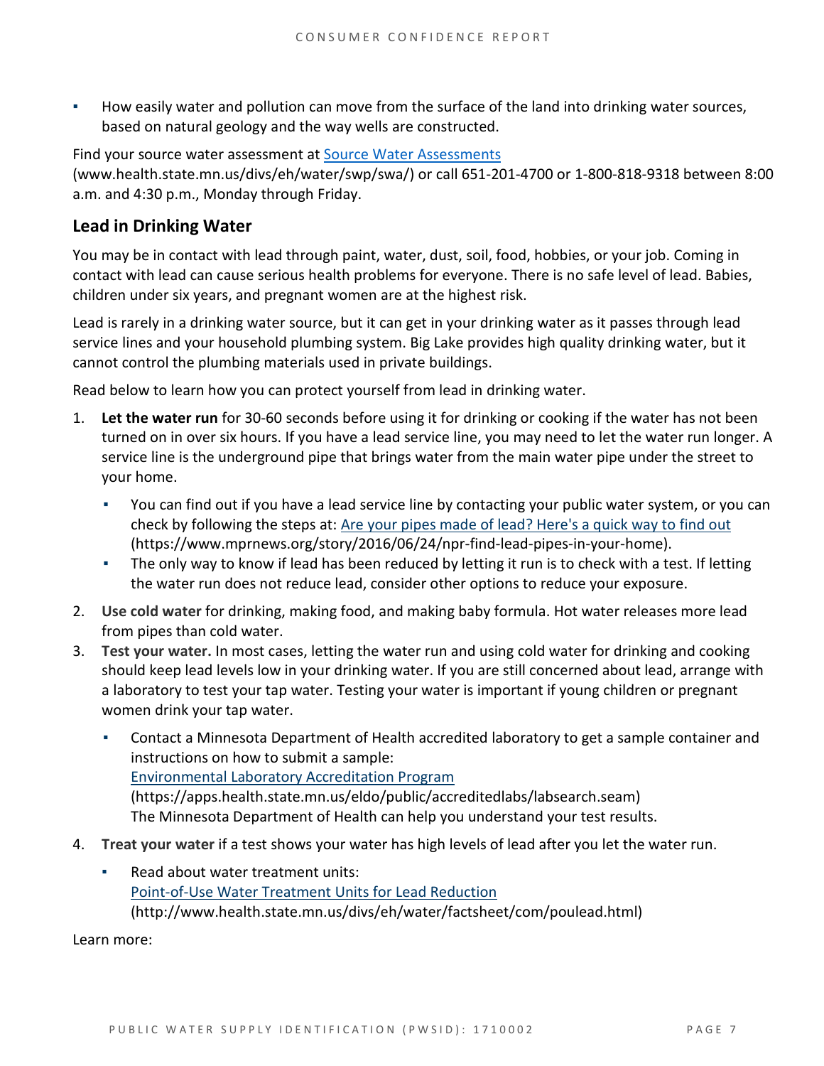- How easily water and pollution can move from the surface of the land into drinking water sources, based on natural geology and the way wells are constructed.

Find your source water assessment at [Source Water Assessments](www.health.state.mn.us/divs/eh/water/swp/swa/) (www.health.state.mn.us/divs/eh/water/swp/swa/) or call 651-201-4700 or 1-800-818-9318 between 8:00 a.m. and 4:30 p.m., Monday through Friday.

## Lead in Drinking Water

You may be in contact with lead through paint, water, dust, soil, food, hobbies, or your job. Coming in contact with lead can cause serious health problems for everyone. There is no safe level of lead. Babies, children under six years, and pregnant women are at the highest risk.

Lead is rarely in a drinking water source, but it can get in your drinking water as it passes through lead service lines and your household plumbing system. Big Lake provides high quality drinking water, but it cannot control the plumbing materials used in private buildings.

Read below to learn how you can protect yourself from lead in drinking water.

1. **Let the water run** for 30-60 seconds before using it for drinking or cooking if the water has not been turned on in over six hours. If you have a lead service line, you may need to let the water run longer. A service line is the underground pipe that brings water from the main water pipe under the street to your home.
   - You can find out if you have a lead service line by contacting your public water system, or you can check by following the steps at: [Are your pipes made of lead? Here's a quick way to find out](https://www.mprnews.org/story/2016/06/24/npr-find-lead-pipes-in-your-home) (https://www.mprnews.org/story/2016/06/24/npr-find-lead-pipes-in-your-home).
   - The only way to know if lead has been reduced by letting it run is to check with a test. If letting the water run does not reduce lead, consider other options to reduce your exposure.
2. **Use cold water** for drinking, making food, and making baby formula. Hot water releases more lead from pipes than cold water.
3. **Test your water.** In most cases, letting the water run and using cold water for drinking and cooking should keep lead levels low in your drinking water. If you are still concerned about lead, arrange with a laboratory to test your tap water. Testing your water is important if young children or pregnant women drink your tap water.
   - Contact a Minnesota Department of Health accredited laboratory to get a sample container and instructions on how to submit a sample:
     [Environmental Laboratory Accreditation Program](https://apps.health.state.mn.us/eldo/public/accreditedlabs/labsearch.seam)
     (https://apps.health.state.mn.us/eldo/public/accreditedlabs/labsearch.seam)
     The Minnesota Department of Health can help you understand your test results.
4. **Treat your water** if a test shows your water has high levels of lead after you let the water run.
   - Read about water treatment units:
     [Point-of-Use Water Treatment Units for Lead Reduction](http://www.health.state.mn.us/divs/eh/water/factsheet/com/poulead.html)
     (http://www.health.state.mn.us/divs/eh/water/factsheet/com/poulead.html)

Learn more: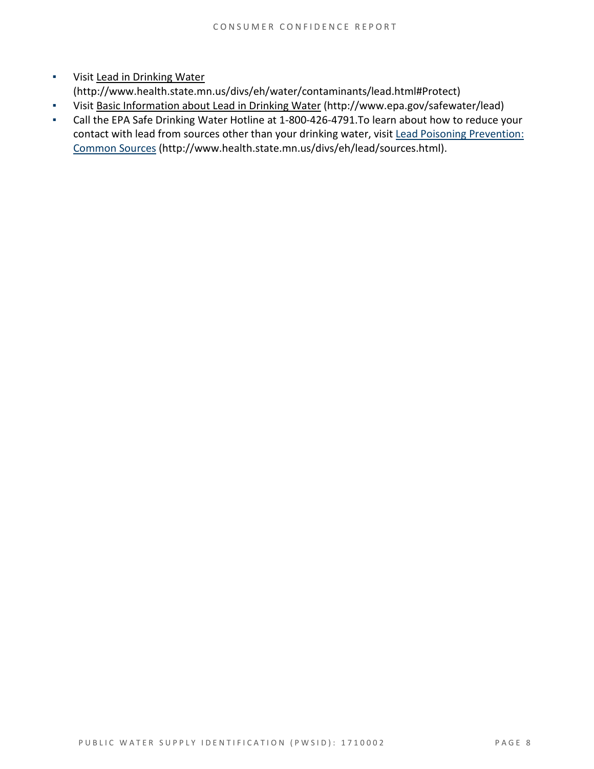- Visit Lead in Drinking Water (http://www.health.state.mn.us/divs/eh/water/contaminants/lead.html#Protect)
- Visit Basic Information about Lead in Drinking Water (http://www.epa.gov/safewater/lead)
- Call the EPA Safe Drinking Water Hotline at 1-800-426-4791.To learn about how to reduce your contact with lead from sources other than your drinking water, visit Lead Poisoning Prevention: Common Sources (http://www.health.state.mn.us/divs/eh/lead/sources.html).